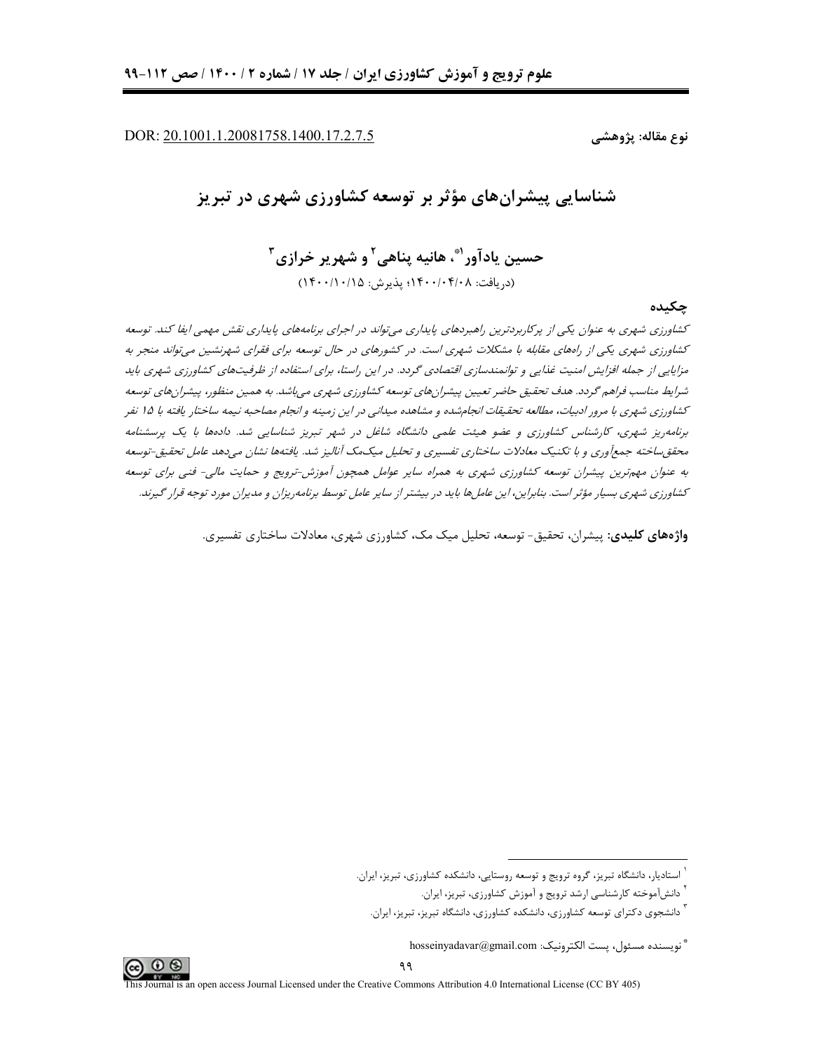DOR: 20.1001.1.20081758.1400.17.2.7.5

نوع مقاله: پژوهشی

# شناسایی پیشران‌های مؤثر بر توسعه کشاورزی شهری در تبریز

**حسین یادآور[1]*، هانیه پناهی[2] و شهریر خرازی[3]**

(دریافت: ۱۴۰۰/۰۴/۰۸؛ پذیرش: ۱۴۰۰/۱۰/۱۵)

## چکیده

*کشاورزی شهری به عنوان یکی از پرکاربردترین راهبردهای پایداری می‌تواند در اجرای برنامه‌های پایداری نقش مهمی ایفا کند. توسعه کشاورزی شهری یکی از راه‌های مقابله با مشکلات شهری است. در کشورهای در حال توسعه برای فقرای شهرنشین می‌تواند منجر به مزایایی از جمله افزایش امنیت غذایی و توانمندسازی اقتصادی گردد. در این راستا، برای استفاده از ظرفیت‌های کشاورزی شهری باید شرایط مناسب فراهم گردد. هدف تحقیق حاضر تعیین پیشران‌های توسعه کشاورزی شهری می‌باشد. به همین منظور، پیشران‌های توسعه کشاورزی شهری با مرور ادبیات، مطالعه تحقیقات انجام‌شده و مشاهده میدانی در این زمینه و انجام مصاحبه نیمه ساختار یافته با ۱۵ نفر برنامه‌ریز شهری، کارشناس کشاورزی و عضو هیئت علمی دانشگاه شاغل در شهر تبریز شناسایی شد. داده‌ها با یک پرسشنامه محقق‌ساخته جمع‌آوری و با تکنیک معادلات ساختاری تفسیری و تحلیل میک‌مک آنالیز شد. یافته‌ها نشان می‌دهد عامل تحقیق-توسعه به عنوان مهم‌ترین پیشران توسعه کشاورزی شهری به همراه سایر عوامل همچون آموزش-ترویج و حمایت مالی- فنی برای توسعه کشاورزی شهری بسیار مؤثر است. بنابراین، این عامل‌ها باید در بیشتر از سایر عامل توسط برنامه‌ریزان و مدیران مورد توجه قرار گیرند.*

**واژه‌های کلیدی:** پیشران، تحقیق- توسعه، تحلیل میک مک، کشاورزی شهری، معادلات ساختاری تفسیری.

---

[1] استادیار، دانشگاه تبریز، گروه ترویج و توسعه روستایی، دانشکده کشاورزی، تبریز، ایران.

[2] دانش‌آموخته کارشناسی ارشد ترویج و آموزش کشاورزی، تبریز، ایران.

[3] دانشجوی دکترای توسعه کشاورزی، دانشکده کشاورزی، دانشگاه تبریز، تبریز، ایران.

* نویسنده مسئول، پست الکترونیک: hosseinyadavar@gmail.com

This Journal is an open access Journal Licensed under the Creative Commons Attribution 4.0 International License (CC BY 405)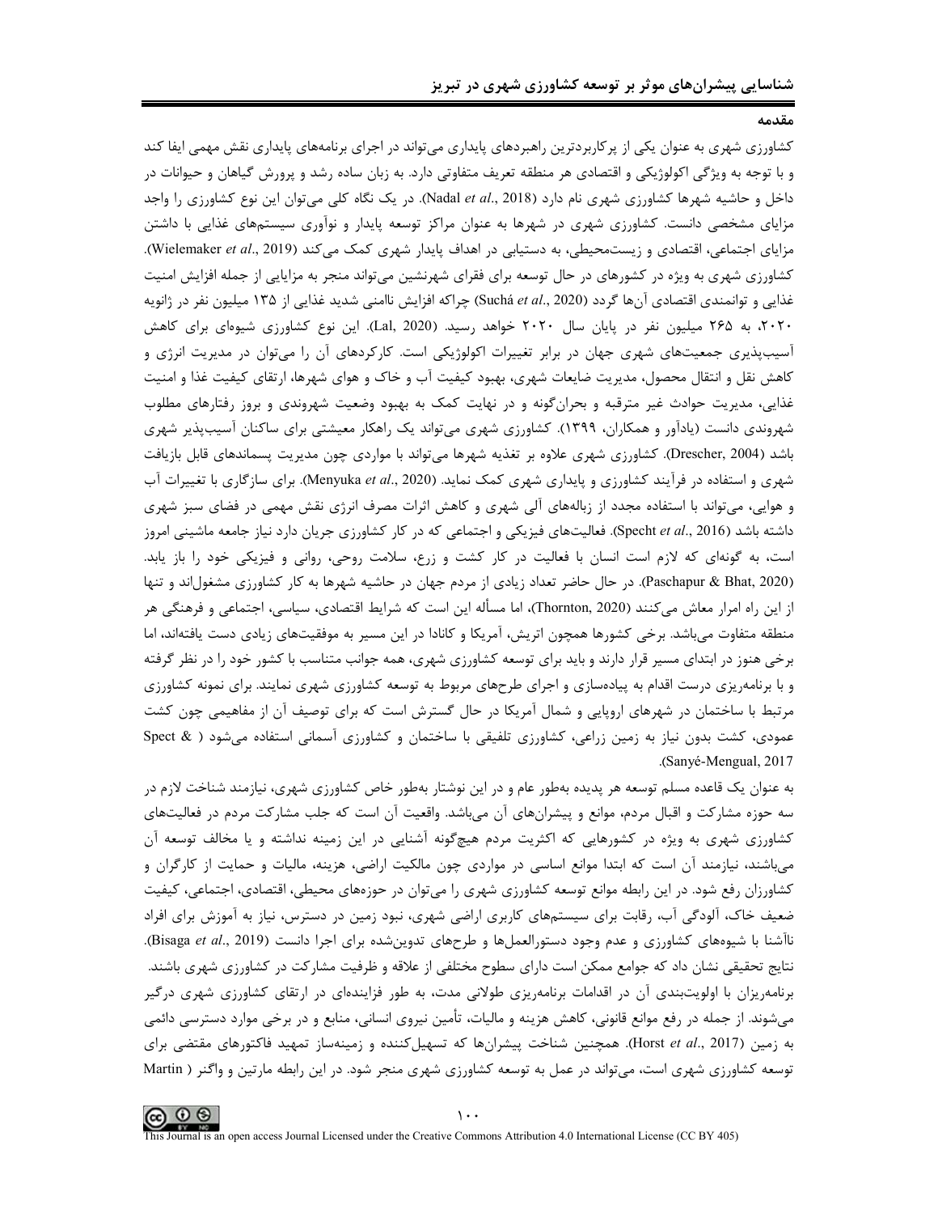## مقدمه

کشاورزی شهری به عنوان یکی از پرکاربردترین راهبردهای پایداری می‌تواند در اجرای برنامه‌های پایداری نقش مهمی ایفا کند و با توجه به ویژگی اکولوژیکی و اقتصادی هر منطقه تعریف متفاوتی دارد. به زبان ساده رشد و پرورش گیاهان و حیوانات در داخل و حاشیه شهرها کشاورزی شهری نام دارد (Nadal *et al*., 2018). در یک نگاه کلی می‌توان این نوع کشاورزی را واجد مزایای مشخصی دانست. کشاورزی شهری در شهرها به عنوان مراکز توسعه پایدار و نوآوری سیستم‌های غذایی با داشتن مزایای اجتماعی، اقتصادی و زیست‌محیطی، به دستیابی در اهداف پایدار شهری کمک می‌کند (Wielemaker *et al*., 2019). کشاورزی شهری به ویژه در کشورهای در حال توسعه برای فقرای شهرنشین می‌تواند منجر به مزایایی از جمله افزایش امنیت غذایی و توانمندی اقتصادی آن‌ها گردد (Suchá *et al*., 2020) چراکه افزایش ناامنی شدید غذایی از ۱۳۵ میلیون نفر در ژانویه ۲۰۲۰، به ۲۶۵ میلیون نفر در پایان سال ۲۰۲۰ خواهد رسید. (Lal, 2020). این نوع کشاورزی شیوه‌ای برای کاهش آسیب‌پذیری جمعیت‌های شهری جهان در برابر تغییرات اکولوژیکی است. کارکردهای آن را می‌توان در مدیریت انرژی و کاهش نقل و انتقال محصول، مدیریت ضایعات شهری، بهبود کیفیت آب و خاک و هوای شهرها، ارتقای کیفیت غذا و امنیت غذایی، مدیریت حوادث غیر مترقبه و بحران‌گونه و در نهایت کمک به بهبود وضعیت شهروندی و بروز رفتارهای مطلوب شهروندی دانست (یادآور و همکاران، ۱۳۹۹). کشاورزی شهری می‌تواند یک راهکار معیشتی برای ساکنان آسیب‌پذیر شهری باشد (Drescher, 2004). کشاورزی شهری علاوه بر تغذیه شهرها می‌تواند با مواردی چون مدیریت پسماندهای قابل بازیافت شهری و استفاده در فرآیند کشاورزی و پایداری شهری کمک نماید. (Menyuka *et al*., 2020). برای سازگاری با تغییرات آب و هوایی، می‌تواند با استفاده مجدد از زباله‌های آلی شهری و کاهش اثرات مصرف انرژی نقش مهمی در فضای سبز شهری داشته باشد (Specht *et al*., 2016). فعالیت‌های فیزیکی و اجتماعی که در کار کشاورزی جریان دارد نیاز جامعه ماشینی امروز است، به گونه‌ای که لازم است انسان با فعالیت در کار کشت و زرع، سلامت روحی، روانی و فیزیکی خود را باز یابد. (Paschapur & Bhat, 2020). در حال حاضر تعداد زیادی از مردم جهان در حاشیه شهرها به کار کشاورزی مشغول‌اند و تنها از این راه امرار معاش می‌کنند (Thornton, 2020)، اما مسأله این است که شرایط اقتصادی، سیاسی، اجتماعی و فرهنگی هر منطقه متفاوت می‌باشد. برخی کشورها همچون اتریش، آمریکا و کانادا در این مسیر به موفقیت‌های زیادی دست یافته‌اند، اما برخی هنوز در ابتدای مسیر قرار دارند و باید برای توسعه کشاورزی شهری، همه جوانب متناسب با کشور خود را در نظر گرفته و با برنامه‌ریزی درست اقدام به پیاده‌سازی و اجرای طرح‌های مربوط به توسعه کشاورزی شهری نمایند. برای نمونه کشاورزی مرتبط با ساختمان در شهرهای اروپایی و شمال آمریکا در حال گسترش است که برای توصیف آن از مفاهیمی چون کشت عمودی، کشت بدون نیاز به زمین زراعی، کشاورزی تلفیقی با ساختمان و کشاورزی آسمانی استفاده می‌شود ( Spect & Sanyé-Mengual, 2017).

به عنوان یک قاعده مسلم توسعه هر پدیده به‌طور عام و در این نوشتار به‌طور خاص کشاورزی شهری، نیازمند شناخت لازم در سه حوزه مشارکت و اقبال مردم، موانع و پیشران‌های آن می‌باشد. واقعیت آن است که جلب مشارکت مردم در فعالیت‌های کشاورزی شهری به ویژه در کشورهایی که اکثریت مردم هیچ‌گونه آشنایی در این زمینه نداشته و یا مخالف توسعه آن می‌باشند، نیازمند آن است که ابتدا موانع اساسی در مواردی چون مالکیت اراضی، هزینه، مالیات و حمایت از کارگران و کشاورزان رفع شود. در این رابطه موانع توسعه کشاورزی شهری را می‌توان در حوزه‌های محیطی، اقتصادی، اجتماعی، کیفیت ضعیف خاک، آلودگی آب، رقابت برای سیستم‌های کاربری اراضی شهری، نبود زمین در دسترس، نیاز به آموزش برای افراد ناآشنا با شیوه‌های کشاورزی و عدم وجود دستورالعمل‌ها و طرح‌های تدوین‌شده برای اجرا دانست (Bisaga *et al*., 2019). نتایج تحقیقی نشان داد که جوامع ممکن است دارای سطوح مختلفی از علاقه و ظرفیت مشارکت در کشاورزی شهری باشند. برنامه‌ریزان با اولویت‌بندی آن در اقدامات برنامه‌ریزی طولانی مدت، به طور فزاینده‌ای در ارتقای کشاورزی شهری درگیر می‌شوند. از جمله در رفع موانع قانونی، کاهش هزینه و مالیات، تأمین نیروی انسانی، منابع و در برخی موارد دسترسی دائمی به زمین (Horst *et al*., 2017). همچنین شناخت پیشران‌ها که تسهیل‌کننده و زمینه‌ساز تمهید فاکتورهای مقتضی برای توسعه کشاورزی شهری است، می‌تواند در عمل به توسعه کشاورزی شهری منجر شود. در این رابطه مارتین و واگنر ( Martin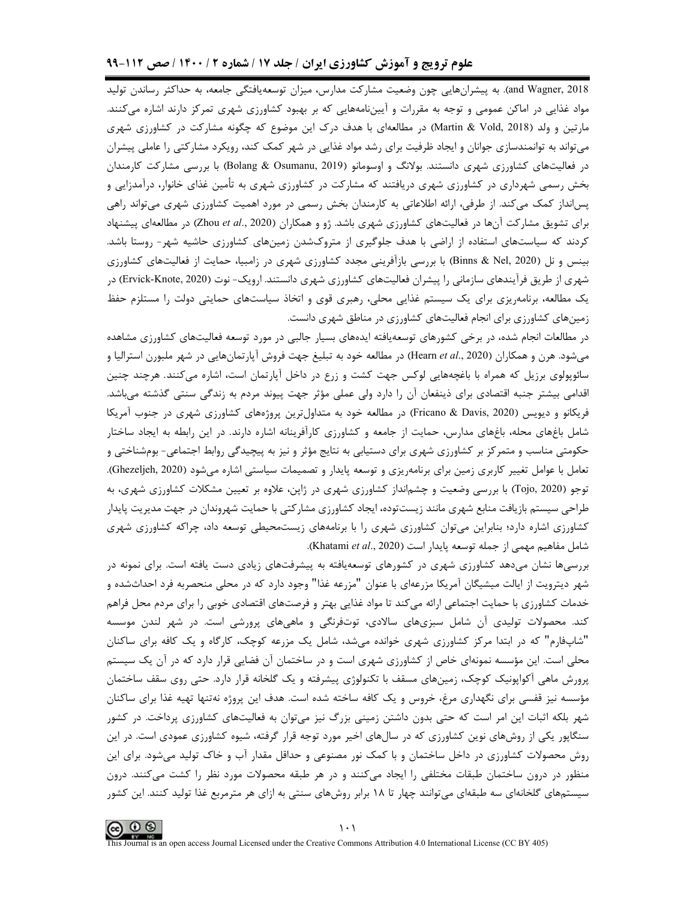and Wagner, 2018). به پیشران‌هایی چون وضعیت مشارکت مدارس، میزان توسعه‌یافتگی جامعه، به حداکثر رساندن تولید مواد غذایی در اماکن عمومی و توجه به مقررات و آیین‌نامه‌هایی که بر بهبود کشاورزی شهری تمرکز دارند اشاره می‌کنند. مارتین و ولد (Martin & Vold, 2018) در مطالعه‌ای با هدف درک این موضوع که چگونه مشارکت در کشاورزی شهری می‌تواند به توانمندسازی جوانان و ایجاد ظرفیت برای رشد مواد غذایی در شهر کمک کند، رویکرد مشارکتی را عاملی پیشران در فعالیت‌های کشاورزی شهری دانستند. بولانگ و اوسومانو (Bolang & Osumanu, 2019) با بررسی مشارکت کارمندان بخش رسمی شهرداری در کشاورزی شهری دریافتند که مشارکت در کشاورزی شهری به تأمین غذای خانوار، درآمدزایی و پس‌انداز کمک می‌کند. از طرفی، ارائه اطلاعاتی به کارمندان بخش رسمی در مورد اهمیت کشاورزی شهری می‌تواند راهی برای تشویق مشارکت آن‌ها در فعالیت‌های کشاورزی شهری باشد. ژو و همکاران (Zhou *et al*., 2020) در مطالعه‌ای پیشنهاد کردند که سیاست‌های استفاده از اراضی با هدف جلوگیری از متروک‌شدن زمین‌های کشاورزی حاشیه شهر- روستا باشد. بینس و نل (Binns & Nel, 2020) با بررسی بازآفرینی مجدد کشاورزی شهری در زامبیا، حمایت از فعالیت‌های کشاورزی شهری از طریق فرآیندهای سازمانی را پیشران فعالیت‌های کشاورزی شهری دانستند. ارویک- نوت (Ervick-Knote, 2020) در یک مطالعه، برنامه‌ریزی برای یک سیستم غذایی محلی، رهبری قوی و اتخاذ سیاست‌های حمایتی دولت را مستلزم حفظ زمین‌های کشاورزی برای انجام فعالیت‌های کشاورزی در مناطق شهری دانست.

در مطالعات انجام شده، در برخی کشورهای توسعه‌یافته ایده‌های بسیار جالبی در مورد توسعه فعالیت‌های کشاورزی مشاهده می‌شود. هرن و همکاران (Hearn *et al*., 2020) در مطالعه خود به تبلیغ جهت فروش آپارتمان‌هایی در شهر ملبورن استرالیا و سائوپولوی برزیل که همراه با باغچه‌هایی لوکس جهت کشت و زرع در داخل آپارتمان است، اشاره می‌کنند. هرچند چنین اقدامی بیشتر جنبه اقتصادی برای ذینفعان آن را دارد ولی عملی مؤثر جهت پیوند مردم به زندگی سنتی گذشته می‌باشد. فریکانو و دیویس (Fricano & Davis, 2020) در مطالعه خود به متداول‌ترین پروژه‌های کشاورزی شهری در جنوب آمریکا شامل باغ‌های محله، باغ‌های مدارس، حمایت از جامعه و کشاورزی کارآفرینانه اشاره دارند. در این رابطه به ایجاد ساختار حکومتی مناسب و متمرکز بر کشاورزی شهری برای دستیابی به نتایج مؤثر و نیز به پیچیدگی روابط اجتماعی- بوم‌شناختی و تعامل با عوامل تغییر کاربری زمین برای برنامه‌ریزی و توسعه پایدار و تصمیمات سیاستی اشاره می‌شود (Ghezeljeh, 2020). توجو (Tojo, 2020) با بررسی وضعیت و چشم‌انداز کشاورزی شهری در ژاپن، علاوه بر تعیین مشکلات کشاورزی شهری، به طراحی سیستم بازیافت منابع شهری مانند زیست‌توده، ایجاد کشاورزی مشارکتی با حمایت شهروندان در جهت مدیریت پایدار کشاورزی اشاره دارد؛ بنابراین می‌توان کشاورزی شهری را با برنامه‌های زیست‌محیطی توسعه داد، چراکه کشاورزی شهری شامل مفاهیم مهمی از جمله توسعه پایدار است (Khatami *et al*., 2020).

بررسی‌ها نشان می‌دهد کشاورزی شهری در کشورهای توسعه‌یافته به پیشرفت‌های زیادی دست یافته است. برای نمونه در شهر دیترویت از ایالت میشیگان آمریکا مزرعه‌ای با عنوان "مزرعه غذا" وجود دارد که در محلی منحصربه فرد احداث‌شده و خدمات کشاورزی با حمایت اجتماعی ارائه می‌کند تا مواد غذایی بهتر و فرصت‌های اقتصادی خوبی را برای مردم محل فراهم کند. محصولات تولیدی آن شامل سبزی‌های سالادی، توت‌فرنگی و ماهی‌های پرورشی است. در شهر لندن موسسه "شاپ‌فارم" که در ابتدا مرکز کشاورزی شهری خوانده می‌شد، شامل یک مزرعه کوچک، کارگاه و یک کافه برای ساکنان محلی است. این مؤسسه نمونه‌ای خاص از کشاورزی شهری است و در ساختمان آن فضایی قرار دارد که در آن یک سیستم پرورش ماهی آکواپونیک کوچک، زمین‌های مسقف با تکنولوژی پیشرفته و یک گلخانه قرار دارد. حتی روی سقف ساختمان مؤسسه نیز قفسی برای نگهداری مرغ، خروس و یک کافه ساخته شده است. هدف این پروژه نه‌تنها تهیه غذا برای ساکنان شهر بلکه اثبات این امر است که حتی بدون داشتن زمینی بزرگ نیز می‌توان به فعالیت‌های کشاورزی پرداخت. در کشور سنگاپور یکی از روش‌های نوین کشاورزی که در سال‌های اخیر مورد توجه قرار گرفته، شیوه کشاورزی عمودی است. در این روش محصولات کشاورزی در داخل ساختمان و با کمک نور مصنوعی و حداقل مقدار آب و خاک تولید می‌شود. برای این منظور در درون ساختمان طبقات مختلفی را ایجاد می‌کنند و در هر طبقه محصولات مورد نظر را کشت می‌کنند. درون سیستم‌های گلخانه‌ای سه طبقه‌ای می‌توانند چهار تا ۱۸ برابر روش‌های سنتی به ازای هر مترمربع غذا تولید کنند. این کشور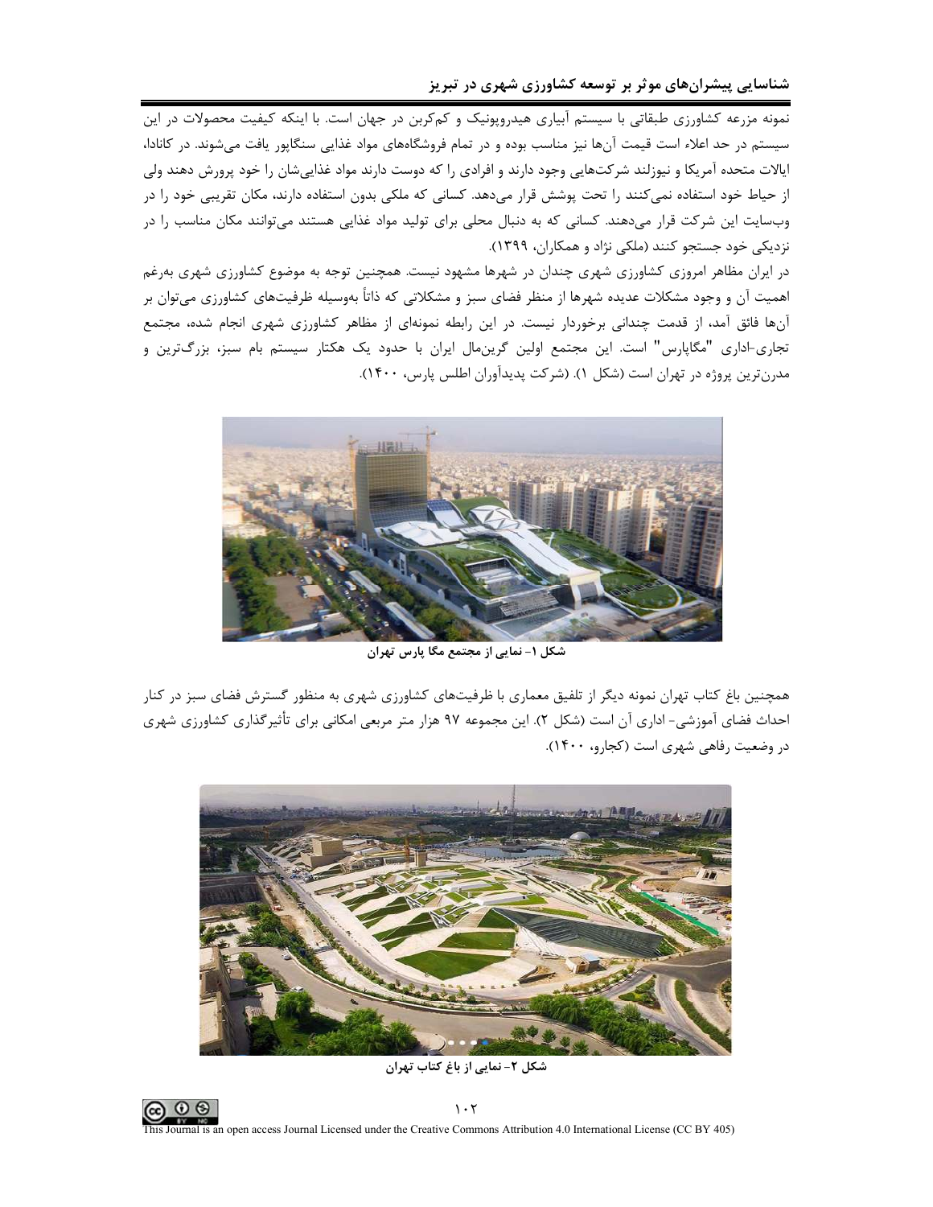نمونه مزرعه کشاورزی طبقاتی با سیستم آبیاری هیدروپونیک و کم‌کربن در جهان است. با اینکه کیفیت محصولات در این سیستم در حد اعلاء است قیمت آن‌ها نیز مناسب بوده و در تمام فروشگاه‌های مواد غذایی سنگاپور یافت می‌شوند. در کانادا، ایالات متحده آمریکا و نیوزلند شرکت‌هایی وجود دارند و افرادی را که دوست دارند مواد غذایی‌شان را خود پرورش دهند ولی از حیاط خود استفاده نمی‌کنند را تحت پوشش قرار می‌دهد. کسانی که ملکی بدون استفاده دارند، مکان تقریبی خود را در وب‌سایت این شرکت قرار می‌دهند. کسانی که به دنبال محلی برای تولید مواد غذایی هستند می‌توانند مکان مناسب را در نزدیکی خود جستجو کنند (ملکی نژاد و همکاران، ۱۳۹۹).

در ایران مظاهر امروزی کشاورزی شهری چندان در شهرها مشهود نیست. همچنین توجه به موضوع کشاورزی شهری به‌رغم اهمیت آن و وجود مشکلات عدیده شهرها از منظر فضای سبز و مشکلاتی که ذاتاً به‌وسیله ظرفیت‌های کشاورزی می‌توان بر آن‌ها فائق آمد، از قدمت چندانی برخوردار نیست. در این رابطه نمونه‌ای از مظاهر کشاورزی شهری انجام شده، مجتمع تجاری-اداری "مگاپارس" است. این مجتمع اولین گرین‌مال ایران با حدود یک هکتار سیستم بام سبز، بزرگ‌ترین و مدرن‌ترین پروژه در تهران است (شکل ۱). (شرکت پدیدآوران اطلس پارس، ۱۴۰۰).

**شکل ۱- نمایی از مجتمع مگا پارس تهران**

همچنین باغ کتاب تهران نمونه دیگر از تلفیق معماری با ظرفیت‌های کشاورزی شهری به منظور گسترش فضای سبز در کنار احداث فضای آموزشی- اداری آن است (شکل ۲). این مجموعه ۹۷ هزار متر مربعی امکانی برای تأثیرگذاری کشاورزی شهری در وضعیت رفاهی شهری است (کجارو، ۱۴۰۰).

**شکل ۲- نمایی از باغ کتاب تهران**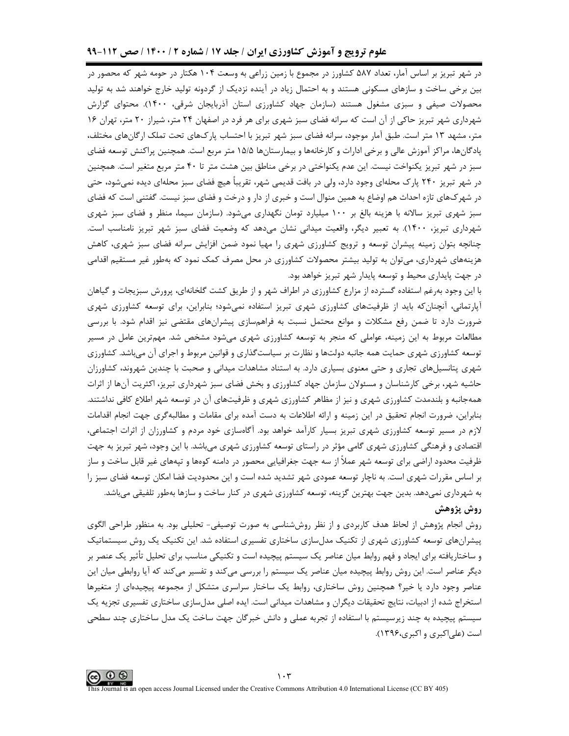در شهر تبریز بر اساس آمار، تعداد ۵۸۷ کشاورز در مجموع با زمین زراعی به وسعت ۱۰۴ هکتار در حومه شهر که محصور در بین برخی ساخت و سازهای مسکونی هستند و به احتمال زیاد در آینده نزدیک از گردونه تولید خارج خواهند شد به تولید محصولات صیفی و سبزی مشغول هستند (سازمان جهاد کشاورزی استان آذربایجان شرقی، ۱۴۰۰). محتوای گزارش شهرداری شهر تبریز حاکی از آن است که سرانه فضای سبز شهری برای هر فرد در اصفهان ۲۴ متر، شیراز ۲۰ متر، تهران ۱۶ متر، مشهد ۱۳ متر است. طبق آمار موجود، سرانه فضای سبز شهر تبریز با احتساب پارک‌های تحت تملک ارگان‌های مختلف، پادگان‌ها، مراکز آموزش عالی و برخی ادارات و کارخانه‌ها و بیمارستان‌ها ۱۵/۵ متر مربع است. همچنین پراکنش توسعه فضای سبز در شهر تبریز یکنواخت نیست. این عدم یکنواختی در برخی مناطق بین هشت متر تا ۴۰ متر مربع متغیر است. همچنین در شهر تبریز ۲۴۰ پارک محله‌ای وجود دارد، ولی در بافت قدیمی شهر، تقریباً هیچ فضای سبز محله‌ای دیده نمی‌شود، حتی در شهرک‌های تازه احداث هم اوضاع به همین منوال است و خبری از دار و درخت و فضای سبز نیست. گفتنی است که فضای سبز شهری تبریز سالانه با هزینه بالغ بر ۱۰۰ میلیارد تومان نگهداری می‌شود. (سازمان سیما، منظر و فضای سبز شهری شهرداری تبریز، ۱۴۰۰). به تعبیر دیگر، واقعیت میدانی نشان می‌دهد که وضعیت فضای سبز شهر تبریز نامناسب است. چنانچه بتوان زمینه پیشران توسعه و ترویج کشاورزی شهری را مهیا نمود ضمن افزایش سرانه فضای سبز شهری، کاهش هزینه‌های شهرداری، می‌توان به تولید بیشتر محصولات کشاورزی در محل مصرف کمک نمود که به‌طور غیر مستقیم اقدامی در جهت پایداری محیط و توسعه پایدار شهر تبریز خواهد بود.

با این وجود به‌رغم استفاده گسترده از مزارع کشاورزی در اطراف شهر و از طریق کشت گلخانه‌ای، پرورش سبزیجات و گیاهان آپارتمانی، آنچنان‌که باید از ظرفیت‌های کشاورزی شهری تبریز استفاده نمی‌شود؛ بنابراین، برای توسعه کشاورزی شهری ضرورت دارد تا ضمن رفع مشکلات و موانع محتمل نسبت به فراهم‌سازی پیشران‌های مقتضی نیز اقدام شود. با بررسی مطالعات مربوط به این زمینه، عواملی که منجر به توسعه کشاورزی شهری می‌شود مشخص شد. مهم‌ترین عامل در مسیر توسعه کشاورزی شهری حمایت همه جانبه دولت‌ها و نظارت بر سیاست‌گذاری و قوانین مربوط و اجرای آن می‌باشد. کشاورزی شهری پتانسیل‌های تجاری و حتی معنوی بسیاری دارد. به استناد مشاهدات میدانی و صحبت با چندین شهروند، کشاورزان حاشیه شهر، برخی کارشناسان و مسئولان سازمان جهاد کشاورزی و بخش فضای سبز شهرداری تبریز، اکثریت آن‌ها از اثرات همه‌جانبه و بلندمدت کشاورزی شهری و نیز از مظاهر کشاورزی شهری و ظرفیت‌های آن در توسعه شهر اطلاع کافی نداشتند. بنابراین، ضرورت انجام تحقیق در این زمینه و ارائه اطلاعات به دست آمده برای مقامات و مطالبه‌گری جهت انجام اقدامات لازم در مسیر توسعه کشاورزی شهری تبریز بسیار کارآمد خواهد بود. آگاه‌سازی خود مردم و کشاورزان از اثرات اجتماعی، اقتصادی و فرهنگی کشاورزی شهری گامی مؤثر در راستای توسعه کشاورزی شهری می‌باشد. با این وجود، شهر تبریز به جهت ظرفیت محدود اراضی برای توسعه شهر عملاً از سه جهت جغرافیایی محصور در دامنه کوه‌ها و تپه‌های غیر قابل ساخت و ساز بر اساس مقررات شهری است. به ناچار توسعه عمودی شهر تشدید شده است و این محدودیت فضا امکان توسعه فضای سبز را به شهرداری نمی‌دهد. بدین جهت بهترین گزینه، توسعه کشاورزی شهری در کنار ساخت و سازها به‌طور تلفیقی می‌باشد.

## روش پژوهش

روش انجام پژوهش از لحاظ هدف کاربردی و از نظر روش‌شناسی به صورت توصیفی- تحلیلی بود. به منظور طراحی الگوی پیشران‌های توسعه کشاورزی شهری از تکنیک مدل‌سازی ساختاری تفسیری استفاده شد. این تکنیک یک روش سیستماتیک و ساختاریافته برای ایجاد و فهم روابط میان عناصر یک سیستم پیچیده است و تکنیکی مناسب برای تحلیل تأثیر یک عنصر بر دیگر عناصر است. این روش روابط پیچیده میان عناصر یک سیستم را بررسی می‌کند و تفسیر می‌کند که آیا روابطی میان این عناصر وجود دارد یا خیر؟ همچنین روش ساختاری، روابط یک ساختار سراسری متشکل از مجموعه پیچیده‌ای از متغیرها استخراج شده از ادبیات، نتایج تحقیقات دیگران و مشاهدات میدانی است. ایده اصلی مدل‌سازی ساختاری تفسیری تجزیه یک سیستم پیچیده به چند زیرسیستم با استفاده از تجربه عملی و دانش خبرگان جهت ساخت یک مدل ساختاری چند سطحی است (علی‌اکبری و اکبری،۱۳۹۶).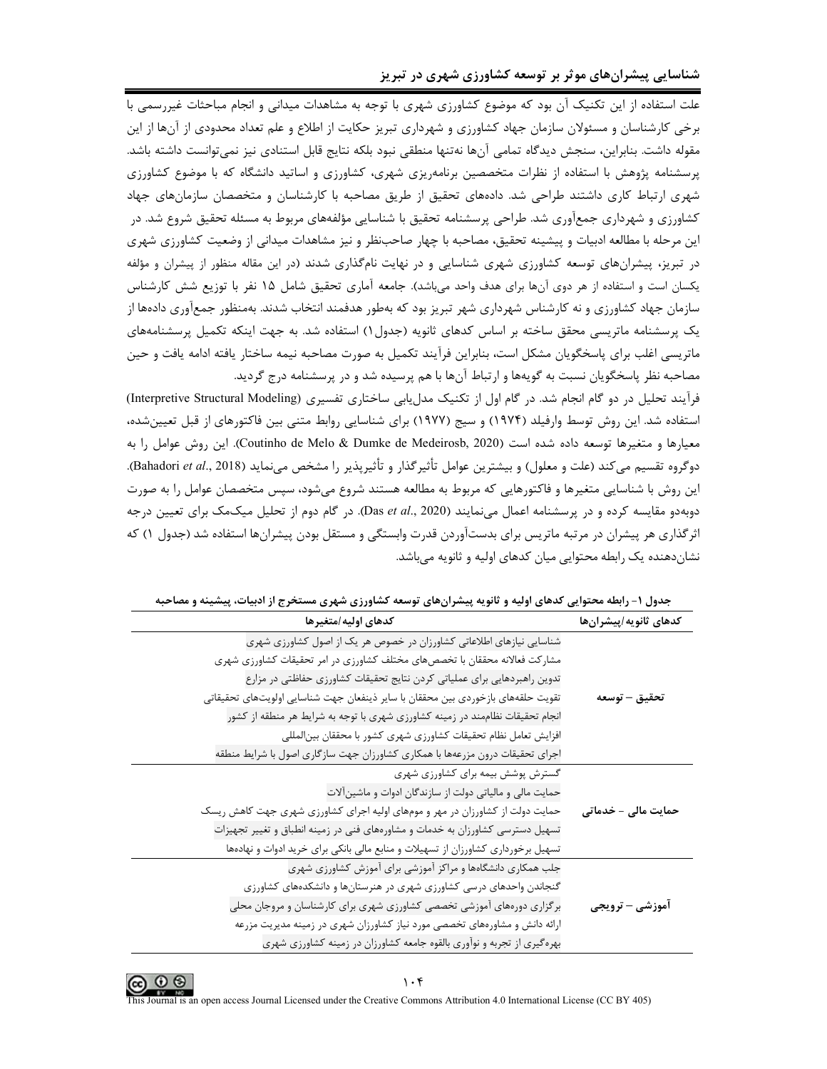علت استفاده از این تکنیک آن بود که موضوع کشاورزی شهری با توجه به مشاهدات میدانی و انجام مباحثات غیررسمی با برخی کارشناسان و مسئولان سازمان جهاد کشاورزی و شهرداری تبریز حکایت از اطلاع و علم تعداد محدودی از آن‌ها از این مقوله داشت. بنابراین، سنجش دیدگاه تمامی آن‌ها نه‌تنها منطقی نبود بلکه نتایج قابل استنادی نیز نمی‌توانست داشته باشد. پرسشنامه پژوهش با استفاده از نظرات متخصصین برنامه‌ریزی شهری، کشاورزی و اساتید دانشگاه که با موضوع کشاورزی شهری ارتباط کاری داشتند طراحی شد. داده‌های تحقیق از طریق مصاحبه با کارشناسان و متخصصان سازمان‌های جهاد کشاورزی و شهرداری جمع‌آوری شد. طراحی پرسشنامه تحقیق با شناسایی مؤلفه‌های مربوط به مسئله تحقیق شروع شد. در این مرحله با مطالعه ادبیات و پیشینه تحقیق، مصاحبه با چهار صاحب‌نظر و نیز مشاهدات میدانی از وضعیت کشاورزی شهری در تبریز، پیشران‌های توسعه کشاورزی شهری شناسایی و در نهایت نام‌گذاری شدند (در این مقاله منظور از پیشران و مؤلفه یکسان است و استفاده از هر دوی آن‌ها برای هدف واحد می‌باشد). جامعه آماری تحقیق شامل ۱۵ نفر با توزیع شش کارشناس سازمان جهاد کشاورزی و نه کارشناس شهرداری شهر تبریز بود که به‌طور هدفمند انتخاب شدند. به‌منظور جمع‌آوری داده‌ها از یک پرسشنامه ماتریسی محقق ساخته بر اساس کدهای ثانویه (جدول۱) استفاده شد. به جهت اینکه تکمیل پرسشنامه‌های ماتریسی اغلب برای پاسخگویان مشکل است، بنابراین فرآیند تکمیل به صورت مصاحبه نیمه ساختار یافته ادامه یافت و حین مصاحبه نظر پاسخگویان نسبت به گویه‌ها و ارتباط آن‌ها با هم پرسیده شد و در پرسشنامه درج گردید.

فرآیند تحلیل در دو گام انجام شد. در گام اول از تکنیک مدل‌یابی ساختاری تفسیری (Interpretive Structural Modeling) استفاده شد. این روش توسط وارفیلد (۱۹۷۴) و سیج (۱۹۷۷) برای شناسایی روابط متنی بین فاکتورهای از قبل تعیین‌شده، معیارها و متغیرها توسعه داده شده است (Coutinho de Melo & Dumke de Medeirosb, 2020). این روش عوامل را به دوگروه تقسیم می‌کند (علت و معلول) و بیشترین عوامل تأثیرگذار و تأثیرپذیر را مشخص می‌نماید (Bahadori *et al*., 2018). این روش با شناسایی متغیرها و فاکتورهایی که مربوط به مطالعه هستند شروع می‌شود، سپس متخصصان عوامل را به صورت دوبه‌دو مقایسه کرده و در پرسشنامه اعمال می‌نمایند (Das *et al*., 2020). در گام دوم از تحلیل میک‌مک برای تعیین درجه اثرگذاری هر پیشران در مرتبه ماتریس برای بدست‌آوردن قدرت وابستگی و مستقل بودن پیشران‌ها استفاده شد (جدول ۱) که نشان‌دهنده یک رابطه محتوایی میان کدهای اولیه و ثانویه می‌باشد.

**جدول ۱- رابطه محتوایی کدهای اولیه و ثانویه پیشران‌های توسعه کشاورزی شهری مستخرج از ادبیات، پیشینه و مصاحبه**

| کدهای ثانویه/پیشران‌ها | کدهای اولیه/متغیرها |
|---|---|
| **تحقیق – توسعه** | شناسایی نیازهای اطلاعاتی کشاورزان در خصوص هر یک از اصول کشاورزی شهری |
| | مشارکت فعالانه محققان با تخصص‌های مختلف کشاورزی در امر تحقیقات کشاورزی شهری |
| | تدوین راهبردهایی برای عملیاتی کردن نتایج تحقیقات کشاورزی حفاظتی در مزارع |
| | تقویت حلقه‌های بازخوردی بین محققان با سایر ذینفعان جهت شناسایی اولویت‌های تحقیقاتی |
| | انجام تحقیقات نظام‌مند در زمینه کشاورزی شهری با توجه به شرایط هر منطقه از کشور |
| | افزایش تعامل نظام تحقیقات کشاورزی شهری کشور با محققان بین‌المللی |
| | اجرای تحقیقات درون مزرعه‌ها با همکاری کشاورزان جهت سازگاری اصول با شرایط منطقه |
| **حمایت مالی - خدماتی** | گسترش پوشش بیمه برای کشاورزی شهری |
| | حمایت مالی و مالیاتی دولت از سازندگان ادوات و ماشین‌آلات |
| | حمایت دولت از کشاورزان در مهر و موم‌های اولیه اجرای کشاورزی شهری جهت کاهش ریسک |
| | تسهیل دسترسی کشاورزان به خدمات و مشاوره‌های فنی در زمینه انطباق و تغییر تجهیزات |
| | تسهیل برخورداری کشاورزان از تسهیلات و منابع مالی بانکی برای خرید ادوات و نهاده‌ها |
| **آموزشی – ترویجی** | جلب همکاری دانشگاه‌ها و مراکز آموزشی برای آموزش کشاورزی شهری |
| | گنجاندن واحدهای درسی کشاورزی شهری در هنرستان‌ها و دانشکده‌های کشاورزی |
| | برگزاری دوره‌های آموزشی تخصصی کشاورزی شهری برای کارشناسان و مروجان محلی |
| | ارائه دانش و مشاوره‌های تخصصی مورد نیاز کشاورزان شهری در زمینه مدیریت مزرعه |
| | بهره‌گیری از تجربه و نوآوری بالقوه جامعه کشاورزان در زمینه کشاورزی شهری |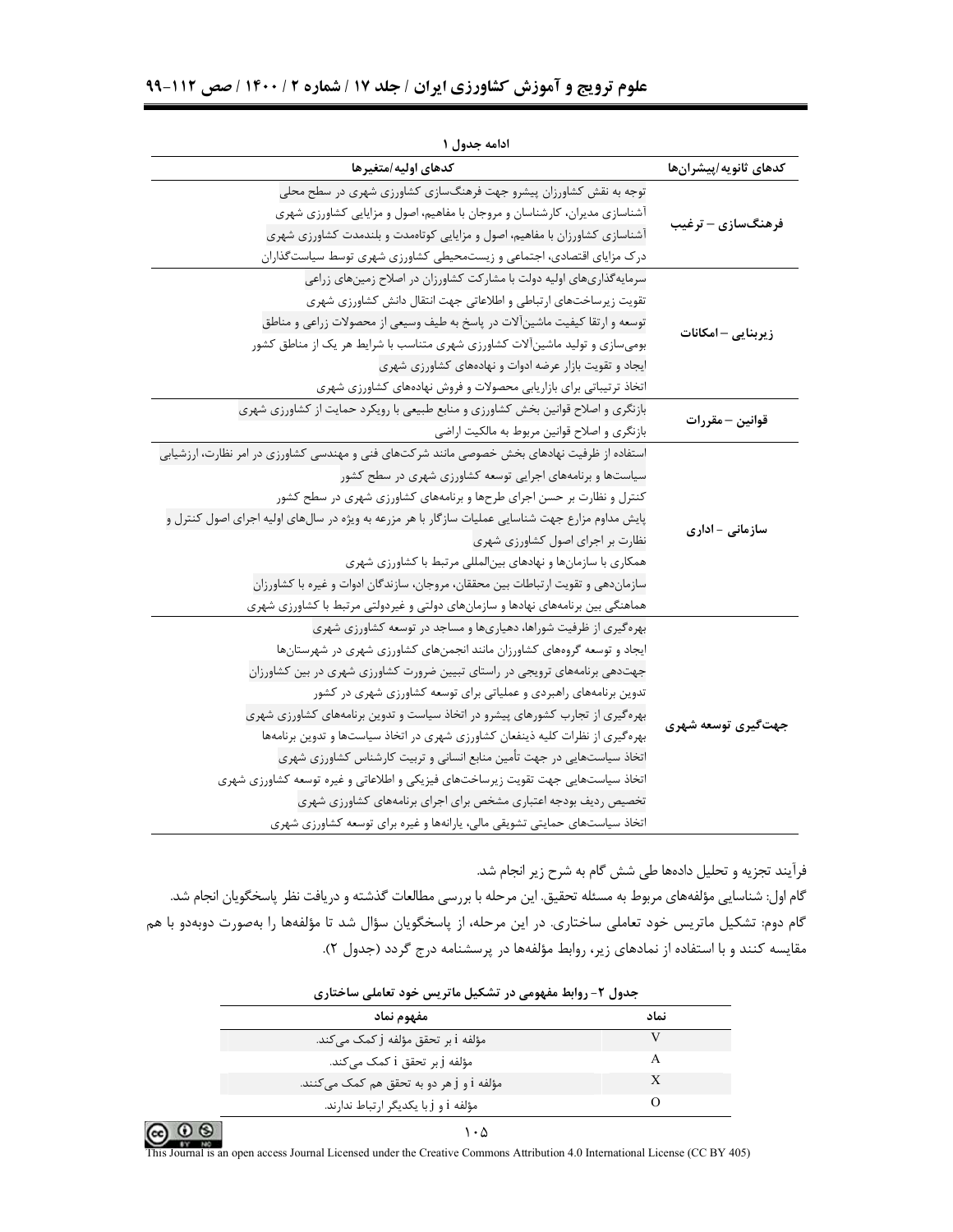ادامه جدول ۱

| کدهای ثانویه/پیشران‌ها | کدهای اولیه/متغیرها |
| --- | --- |
| فرهنگ‌سازی – ترغیب | توجه به نقش کشاورزان پیشرو جهت فرهنگ‌سازی کشاورزی شهری در سطح محلی |
| | آشناسازی مدیران، کارشناسان و مروجان با مفاهیم، اصول و مزایایی کشاورزی شهری |
| | آشناسازی کشاورزان با مفاهیم، اصول و مزایایی کوتاه‌مدت و بلندمدت کشاورزی شهری |
| | درک مزایای اقتصادی، اجتماعی و زیست‌محیطی کشاورزی شهری توسط سیاست‌گذاران |
| زیربنایی – امکانات | سرمایه‌گذاری‌های اولیه دولت با مشارکت کشاورزان در اصلاح زمین‌های زراعی |
| | تقویت زیرساخت‌های ارتباطی و اطلاعاتی جهت انتقال دانش کشاورزی شهری |
| | توسعه و ارتقا کیفیت ماشین‌آلات در پاسخ به طیف وسیعی از محصولات زراعی و مناطق |
| | بومی‌سازی و تولید ماشین‌آلات کشاورزی شهری متناسب با شرایط هر یک از مناطق کشور |
| | ایجاد و تقویت بازار عرضه ادوات و نهاده‌های کشاورزی شهری |
| | اتخاذ ترتیباتی برای بازاریابی محصولات و فروش نهاده‌های کشاورزی شهری |
| قوانین – مقررات | بازنگری و اصلاح قوانین بخش کشاورزی و منابع طبیعی با رویکرد حمایت از کشاورزی شهری |
| | بازنگری و اصلاح قوانین مربوط به مالکیت اراضی |
| سازمانی - اداری | استفاده از ظرفیت نهادهای بخش خصوصی مانند شرکت‌های فنی و مهندسی کشاورزی در امر نظارت، ارزشیابی سیاست‌ها و برنامه‌های اجرایی توسعه کشاورزی شهری در سطح کشور |
| | کنترل و نظارت بر حسن اجرای طرح‌ها و برنامه‌های کشاورزی شهری در سطح کشور |
| | پایش مداوم مزارع جهت شناسایی عملیات سازگار با هر مزرعه به ویژه در سال‌های اولیه اجرای اصول کنترل و نظارت بر اجرای اصول کشاورزی شهری |
| | همکاری با سازمان‌ها و نهادهای بین‌المللی مرتبط با کشاورزی شهری |
| | سازمان‌دهی و تقویت ارتباطات بین محققان، مروجان، سازندگان ادوات و غیره با کشاورزان |
| | هماهنگی بین برنامه‌های نهادها و سازمان‌های دولتی و غیردولتی مرتبط با کشاورزی شهری |
| جهت‌گیری توسعه شهری | بهره‌گیری از ظرفیت شوراها، دهیاری‌ها و مساجد در توسعه کشاورزی شهری |
| | ایجاد و توسعه گروه‌های کشاورزان مانند انجمن‌های کشاورزی شهری در شهرستان‌ها |
| | جهت‌دهی برنامه‌های ترویجی در راستای تبیین ضرورت کشاورزی شهری در بین کشاورزان |
| | تدوین برنامه‌های راهبردی و عملیاتی برای توسعه کشاورزی شهری در کشور |
| | بهره‌گیری از تجارب کشورهای پیشرو در اتخاذ سیاست و تدوین برنامه‌های کشاورزی شهری |
| | بهره‌گیری از نظرات کلیه ذینفعان کشاورزی شهری در اتخاذ سیاست‌ها و تدوین برنامه‌ها |
| | اتخاذ سیاست‌هایی در جهت تأمین منابع انسانی و تربیت کارشناس کشاورزی شهری |
| | اتخاذ سیاست‌هایی جهت تقویت زیرساخت‌های فیزیکی و اطلاعاتی و غیره توسعه کشاورزی شهری |
| | تخصیص ردیف بودجه اعتباری مشخص برای اجرای برنامه‌های کشاورزی شهری |
| | اتخاذ سیاست‌های حمایتی تشویقی مالی، یارانه‌ها و غیره برای توسعه کشاورزی شهری |

فرآیند تجزیه و تحلیل داده‌ها طی شش گام به شرح زیر انجام شد.

گام اول: شناسایی مؤلفه‌های مربوط به مسئله تحقیق. این مرحله با بررسی مطالعات گذشته و دریافت نظر پاسخگویان انجام شد.

گام دوم: تشکیل ماتریس خود تعاملی ساختاری. در این مرحله، از پاسخگویان سؤال شد تا مؤلفه‌ها را به‌صورت دوبه‌دو با هم مقایسه کنند و با استفاده از نمادهای زیر، روابط مؤلفه‌ها در پرسشنامه درج گردد (جدول ۲).

جدول ۲- روابط مفهومی در تشکیل ماتریس خود تعاملی ساختاری

| نماد | مفهوم نماد |
| --- | --- |
| V | مؤلفه i بر تحقق مؤلفه j کمک می‌کند. |
| A | مؤلفه j بر تحقق i کمک می‌کند. |
| X | مؤلفه i و j هر دو به تحقق هم کمک می‌کنند. |
| O | مؤلفه i و j با یکدیگر ارتباط ندارند. |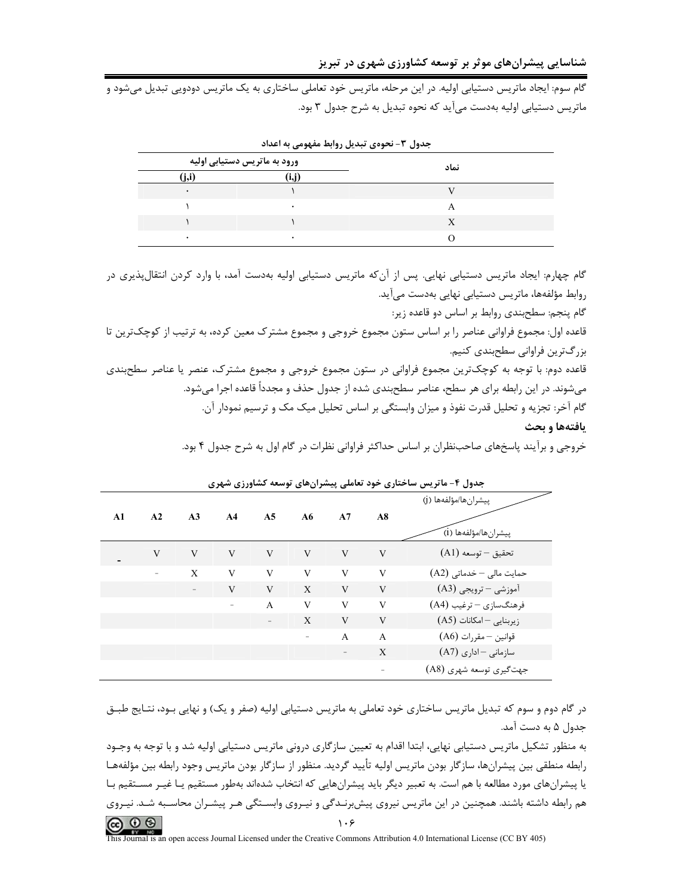گام سوم: ایجاد ماتریس دستیابی اولیه. در این مرحله، ماتریس خود تعاملی ساختاری به یک ماتریس دودویی تبدیل می‌شود و ماتریس دستیابی اولیه به‌دست می‌آید که نحوه تبدیل به شرح جدول ۳ بود.

**جدول ۳- نحوه‌ی تبدیل روابط مفهومی به اعداد**

| نماد | ورود به ماتریس دستیابی اولیه (i,j) | ورود به ماتریس دستیابی اولیه (j,i) |
|---|---|---|
| V | ۱ | ۰ |
| A | ۰ | ۱ |
| X | ۱ | ۱ |
| O | ۰ | ۰ |

گام چهارم: ایجاد ماتریس دستیابی نهایی. پس از آن‌که ماتریس دستیابی اولیه به‌دست آمد، با وارد کردن انتقال‌پذیری در روابط مؤلفه‌ها، ماتریس دستیابی نهایی به‌دست می‌آید.

گام پنجم: سطح‌بندی روابط بر اساس دو قاعده زیر:

قاعده اول: مجموع فراوانی عناصر را بر اساس ستون مجموع خروجی و مجموع مشترک معین کرده، به ترتیب از کوچک‌ترین تا بزرگ‌ترین فراوانی سطح‌بندی کنیم.

قاعده دوم: با توجه به کوچک‌ترین مجموع فراوانی در ستون مجموع خروجی و مجموع مشترک، عنصر یا عناصر سطح‌بندی می‌شوند. در این رابطه برای هر سطح، عناصر سطح‌بندی شده از جدول حذف و مجدداً قاعده اجرا می‌شود.

گام آخر: تجزیه و تحلیل قدرت نفوذ و میزان وابستگی بر اساس تحلیل میک مک و ترسیم نمودار آن.

## یافته‌ها و بحث

خروجی و برآیند پاسخ‌های صاحب‌نظران بر اساس حداکثر فراوانی نظرات در گام اول به شرح جدول ۴ بود.

**جدول ۴- ماتریس ساختاری خود تعاملی پیشران‌های توسعه کشاورزی شهری**

| پیشران‌ها/مؤلفه‌ها (i) / پیشران‌ها/مؤلفه‌ها (j) | A8 | A7 | A6 | A5 | A4 | A3 | A2 | A1 |
|---|---|---|---|---|---|---|---|---|
| تحقیق – توسعه (A1) | V | V | V | V | V | V | V | - |
| حمایت مالی – خدماتی (A2) | V | V | V | V | V | X | - | |
| آموزشی – ترویجی (A3) | V | V | X | V | V | - | | |
| فرهنگ‌سازی – ترغیب (A4) | V | V | V | A | - | | | |
| زیربنایی – امکانات (A5) | V | V | X | - | | | | |
| قوانین – مقررات (A6) | A | A | - | | | | | |
| سازمانی – اداری (A7) | X | - | | | | | | |
| جهت‌گیری توسعه شهری (A8) | - | | | | | | | |

در گام دوم و سوم که تبدیل ماتریس ساختاری خود تعاملی به ماتریس دستیابی اولیه (صفر و یک) و نهایی بود، نتایج طبق جدول ۵ به دست آمد.

به منظور تشکیل ماتریس دستیابی نهایی، ابتدا اقدام به تعیین سازگاری درونی ماتریس دستیابی اولیه شد و با توجه به وجود رابطه منطقی بین پیشران‌ها، سازگار بودن ماتریس اولیه تأیید گردید. منظور از سازگار بودن ماتریس وجود رابطه بین مؤلفه‌ها یا پیشران‌های مورد مطالعه با هم است. به تعبیر دیگر باید پیشران‌هایی که انتخاب شده‌اند به‌طور مستقیم یا غیر مستقیم با هم رابطه داشته باشند. همچنین در این ماتریس نیروی پیش‌برندگی و نیروی وابستگی هر پیشران محاسبه شد. نیروی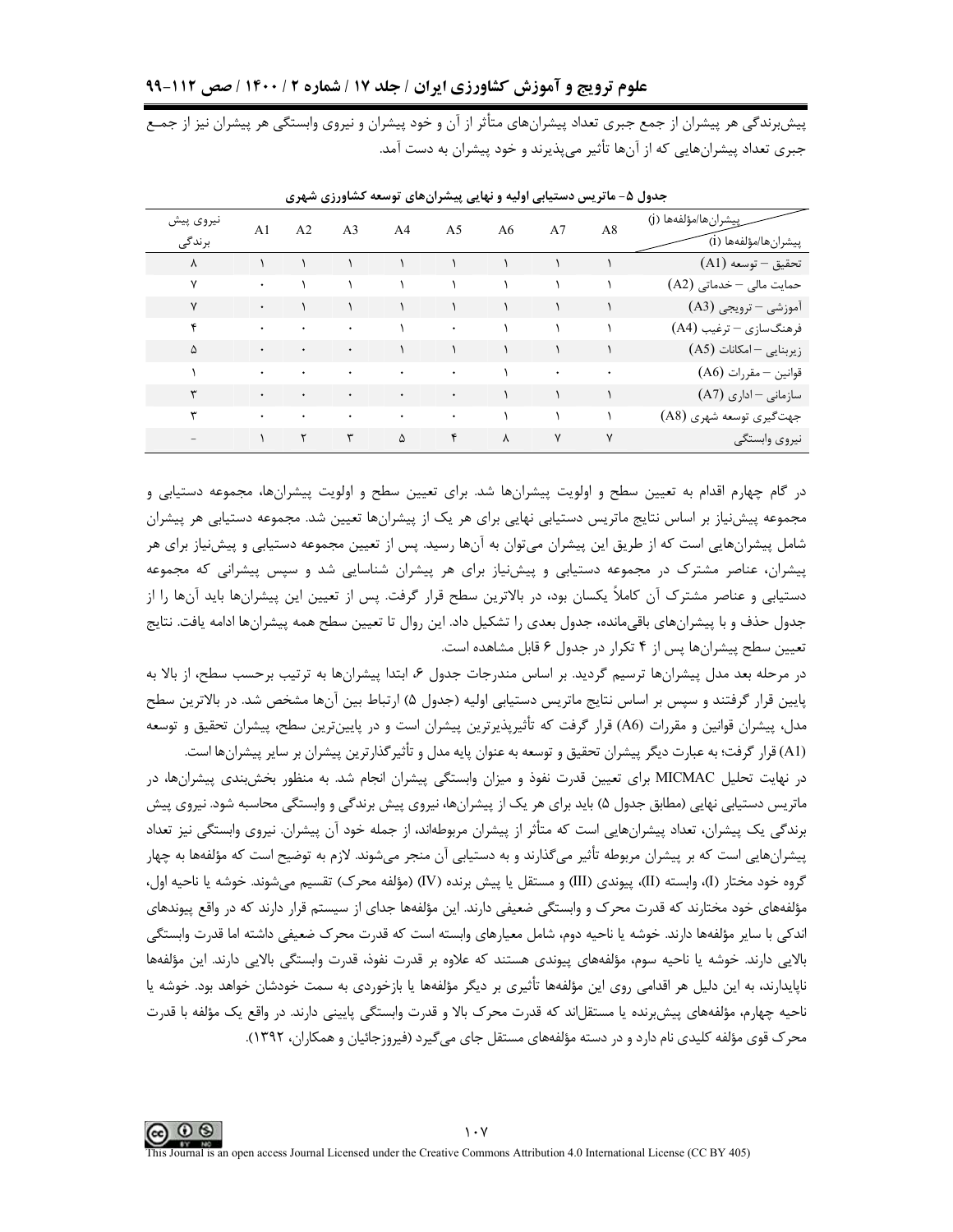پیش‌برندگی هر پیشران از جمع جبری تعداد پیشران‌های متأثر از آن و خود پیشران و نیروی وابستگی هر پیشران نیز از جمع جبری تعداد پیشران‌هایی که از آن‌ها تأثیر می‌پذیرند و خود پیشران به دست آمد.

**جدول ۵- ماتریس دستیابی اولیه و نهایی پیشران‌های توسعه کشاورزی شهری**

| پیشران‌ها/مؤلفه‌ها (j) / پیشران‌ها/مؤلفه‌ها (i) | A8 | A7 | A6 | A5 | A4 | A3 | A2 | A1 | نیروی پیش برندگی |
|---|---|---|---|---|---|---|---|---|---|
| تحقیق – توسعه (A1) | ۱ | ۱ | ۱ | ۱ | ۱ | ۱ | ۱ | ۱ | ۸ |
| حمایت مالی – خدماتی (A2) | ۱ | ۱ | ۱ | ۱ | ۱ | ۱ | ۱ | ۰ | ۷ |
| آموزشی – ترویجی (A3) | ۱ | ۱ | ۱ | ۱ | ۱ | ۱ | ۱ | ۰ | ۷ |
| فرهنگ‌سازی – ترغیب (A4) | ۱ | ۱ | ۱ | ۰ | ۱ | ۰ | ۰ | ۰ | ۴ |
| زیربنایی – امکانات (A5) | ۱ | ۱ | ۱ | ۱ | ۱ | ۰ | ۰ | ۰ | ۵ |
| قوانین – مقررات (A6) | ۰ | ۰ | ۱ | ۰ | ۰ | ۰ | ۰ | ۰ | ۱ |
| سازمانی – اداری (A7) | ۱ | ۱ | ۱ | ۰ | ۰ | ۰ | ۰ | ۰ | ۳ |
| جهت‌گیری توسعه شهری (A8) | ۱ | ۱ | ۱ | ۰ | ۰ | ۰ | ۰ | ۰ | ۳ |
| نیروی وابستگی | ۷ | ۷ | ۸ | ۴ | ۵ | ۳ | ۲ | ۱ | - |

در گام چهارم اقدام به تعیین سطح و اولویت پیشران‌ها شد. برای تعیین سطح و اولویت پیشران‌ها، مجموعه دستیابی و مجموعه پیش‌نیاز بر اساس نتایج ماتریس دستیابی نهایی برای هر یک از پیشران‌ها تعیین شد. مجموعه دستیابی هر پیشران شامل پیشران‌هایی است که از طریق این پیشران می‌توان به آن‌ها رسید. پس از تعیین مجموعه دستیابی و پیش‌نیاز برای هر پیشران، عناصر مشترک در مجموعه دستیابی و پیش‌نیاز برای هر پیشران شناسایی شد و سپس پیشرانی که مجموعه دستیابی و عناصر مشترک آن کاملاً یکسان بود، در بالاترین سطح قرار گرفت. پس از تعیین این پیشران‌ها باید آن‌ها را از جدول حذف و با پیشران‌های باقی‌مانده، جدول بعدی را تشکیل داد. این روال تا تعیین سطح همه پیشران‌ها ادامه یافت. نتایج تعیین سطح پیشران‌ها پس از ۴ تکرار در جدول ۶ قابل مشاهده است.

در مرحله بعد مدل پیشران‌ها ترسیم گردید. بر اساس مندرجات جدول ۶، ابتدا پیشران‌ها به ترتیب برحسب سطح، از بالا به پایین قرار گرفتند و سپس بر اساس نتایج ماتریس دستیابی اولیه (جدول ۵) ارتباط بین آن‌ها مشخص شد. در بالاترین سطح مدل، پیشران قوانین و مقررات (A6) قرار گرفت که تأثیرپذیرترین پیشران است و در پایین‌ترین سطح، پیشران تحقیق و توسعه (A1) قرار گرفت؛ به عبارت دیگر پیشران تحقیق و توسعه به عنوان پایه مدل و تأثیرگذارترین پیشران بر سایر پیشران‌ها است.

در نهایت تحلیل MICMAC برای تعیین قدرت نفوذ و میزان وابستگی پیشران انجام شد. به منظور بخش‌بندی پیشران‌ها، در ماتریس دستیابی نهایی (مطابق جدول ۵) باید برای هر یک از پیشران‌ها، نیروی پیش برندگی و وابستگی محاسبه شود. نیروی پیش برندگی یک پیشران، تعداد پیشران‌هایی است که متأثر از پیشران مربوطه‌اند، از جمله خود آن پیشران. نیروی وابستگی نیز تعداد پیشران‌هایی است که بر پیشران مربوطه تأثیر می‌گذارند و به دستیابی آن منجر می‌شوند. لازم به توضیح است که مؤلفه‌ها به چهار گروه خود مختار (I)، وابسته (II)، پیوندی (III) و مستقل یا پیش برنده (IV) (مؤلفه محرک) تقسیم می‌شوند. خوشه یا ناحیه اول، مؤلفه‌های خود مختارند که قدرت محرک و وابستگی ضعیفی دارند. این مؤلفه‌ها جدای از سیستم قرار دارند که در واقع پیوندهای اندکی با سایر مؤلفه‌ها دارند. خوشه یا ناحیه دوم، شامل معیارهای وابسته است که قدرت محرک ضعیفی داشته اما قدرت وابستگی بالایی دارند. خوشه یا ناحیه سوم، مؤلفه‌های پیوندی هستند که علاوه بر قدرت نفوذ، قدرت وابستگی بالایی دارند. این مؤلفه‌ها ناپایدارند، به این دلیل هر اقدامی روی این مؤلفه‌ها تأثیری بر دیگر مؤلفه‌ها یا بازخوردی به سمت خودشان خواهد بود. خوشه یا ناحیه چهارم، مؤلفه‌های پیش‌برنده یا مستقل‌اند که قدرت محرک بالا و قدرت وابستگی پایینی دارند. در واقع یک مؤلفه با قدرت محرک قوی مؤلفه کلیدی نام دارد و در دسته مؤلفه‌های مستقل جای می‌گیرد (فیروزجائیان و همکاران، ۱۳۹۲).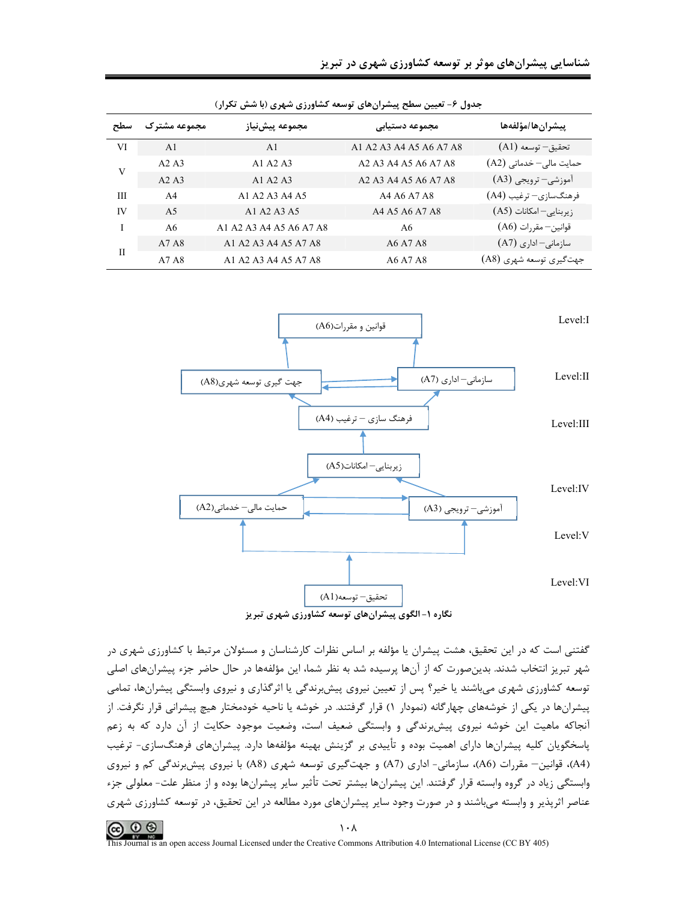جدول ۶- تعیین سطح پیشران‌های توسعه کشاورزی شهری (با شش تکرار)

| پیشران‌ها/مؤلفه‌ها | مجموعه دستیابی | مجموعه پیش‌نیاز | مجموعه مشترک | سطح |
|---|---|---|---|---|
| تحقیق– توسعه (A1) | A1 A2 A3 A4 A5 A6 A7 A8 | A1 | A1 | VI |
| حمایت مالی– خدماتی (A2) | A2 A3 A4 A5 A6 A7 A8 | A1 A2 A3 | A2 A3 | V |
| آموزشی– ترویجی (A3) | A2 A3 A4 A5 A6 A7 A8 | A1 A2 A3 | A2 A3 | |
| فرهنگ‌سازی– ترغیب (A4) | A4 A6 A7 A8 | A1 A2 A3 A4 A5 | A4 | III |
| زیربنایی– امکانات (A5) | A4 A5 A6 A7 A8 | A1 A2 A3 A5 | A5 | IV |
| قوانین– مقررات (A6) | A6 | A1 A2 A3 A4 A5 A6 A7 A8 | A6 | I |
| سازمانی– اداری (A7) | A6 A7 A8 | A1 A2 A3 A4 A5 A7 A8 | A7 A8 | II |
| جهت‌گیری توسعه شهری (A8) | A6 A7 A8 | A1 A2 A3 A4 A5 A7 A8 | A7 A8 | |

نگاره ۱- الگوی پیشران‌های توسعه کشاورزی شهری تبریز

گفتنی است که در این تحقیق، هشت پیشران یا مؤلفه بر اساس نظرات کارشناسان و مسئولان مرتبط با کشاورزی شهری در شهر تبریز انتخاب شدند. بدین‌صورت که از آن‌ها پرسیده شد به نظر شما، این مؤلفه‌ها در حال حاضر جزء پیشران‌های اصلی توسعه کشاورزی شهری می‌باشند یا خیر؟ پس از تعیین نیروی پیش‌برندگی یا اثرگذاری و نیروی وابستگی پیشران‌ها، تمامی پیشران‌ها در یکی از خوشه‌های چهارگانه (نمودار ۱) قرار گرفتند. در خوشه یا ناحیه خودمختار هیچ پیشرانی قرار نگرفت. از آنجاکه ماهیت این خوشه نیروی پیش‌برندگی و وابستگی ضعیف است، وضعیت موجود حکایت از آن دارد که به زعم پاسخگویان کلیه پیشران‌ها دارای اهمیت بوده و تأییدی بر گزینش بهینه مؤلفه‌ها دارد. پیشران‌های فرهنگ‌سازی- ترغیب (A4)، قوانین– مقررات (A6)، سازمانی- اداری (A7) و جهت‌گیری توسعه شهری (A8) با نیروی پیش‌برندگی کم و نیروی وابستگی زیاد در گروه وابسته قرار گرفتند. این پیشران‌ها بیشتر تحت تأثیر سایر پیشران‌ها بوده و از منظر علت- معلولی جزء عناصر اثرپذیر و وابسته می‌باشند و در صورت وجود سایر پیشران‌های مورد مطالعه در این تحقیق، در توسعه کشاورزی شهری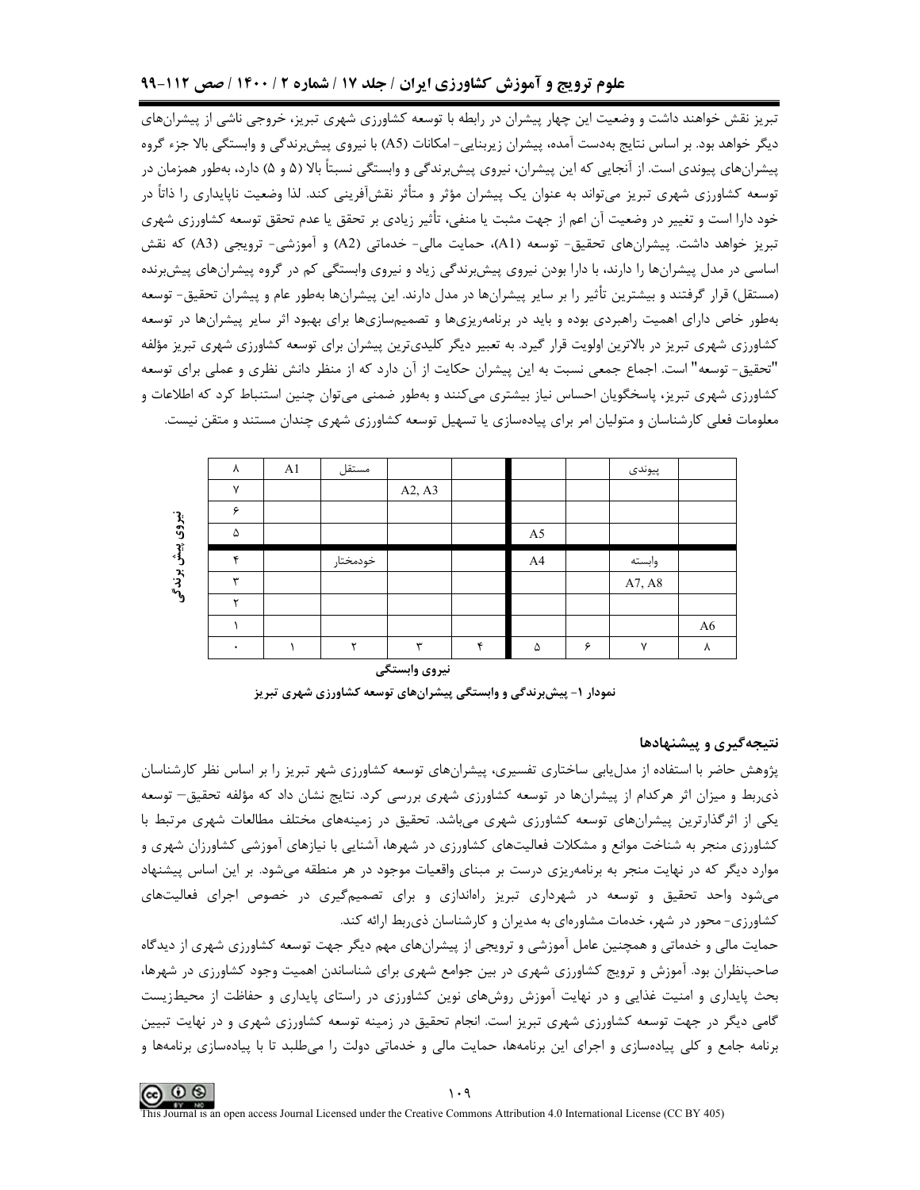تبریز نقش خواهند داشت و وضعیت این چهار پیشران در رابطه با توسعه کشاورزی شهری تبریز، خروجی ناشی از پیشران‌های دیگر خواهد بود. بر اساس نتایج به‌دست آمده، پیشران زیربنایی- امکانات (A5) با نیروی پیش‌برندگی و وابستگی بالا جزء گروه پیشران‌های پیوندی است. از آنجایی که این پیشران، نیروی پیش‌برندگی و وابستگی نسبتاً بالا (۵ و ۵) دارد، به‌طور همزمان در توسعه کشاورزی شهری تبریز می‌تواند به عنوان یک پیشران مؤثر و متأثر نقش‌آفرینی کند. لذا وضعیت ناپایداری را ذاتاً در خود دارا است و تغییر در وضعیت آن اعم از جهت مثبت یا منفی، تأثیر زیادی بر تحقق یا عدم تحقق توسعه کشاورزی شهری تبریز خواهد داشت. پیشران‌های تحقیق- توسعه (A1)، حمایت مالی- خدماتی (A2) و آموزشی- ترویجی (A3) که نقش اساسی در مدل پیشران‌ها را دارند، با دارا بودن نیروی پیش‌برندگی زیاد و نیروی وابستگی کم در گروه پیشران‌های پیش‌برنده (مستقل) قرار گرفتند و بیشترین تأثیر را بر سایر پیشران‌ها در مدل دارند. این پیشران‌ها به‌طور عام و پیشران تحقیق- توسعه به‌طور خاص دارای اهمیت راهبردی بوده و باید در برنامه‌ریزی‌ها و تصمیم‌سازی‌ها برای بهبود اثر سایر پیشران‌ها در توسعه کشاورزی شهری تبریز در بالاترین اولویت قرار گیرد. به تعبیر دیگر کلیدی‌ترین پیشران برای توسعه کشاورزی شهری تبریز مؤلفه "تحقیق- توسعه" است. اجماع جمعی نسبت به این پیشران حکایت از آن دارد که از منظر دانش نظری و عملی برای توسعه کشاورزی شهری تبریز، پاسخگویان احساس نیاز بیشتری می‌کنند و به‌طور ضمنی می‌توان چنین استنباط کرد که اطلاعات و معلومات فعلی کارشناسان و متولیان امر برای پیاده‌سازی یا تسهیل توسعه کشاورزی شهری چندان مستند و متقن نیست.

نیروی پیش برندگی

| ۸ | A1 | مستقل | | | | | پیوندی | |
|---|---|---|---|---|---|---|---|---|
| ۷ | | | A2, A3 | | | | | |
| ۶ | | | | | | | | |
| ۵ | | | | | A5 | | | |
| ۴ | | خودمختار | | | A4 | | وابسته | |
| ۳ | | | | | | | A7, A8 | |
| ۲ | | | | | | | | |
| ۱ | | | | | | | | A6 |
| ۰ | ۱ | ۲ | ۳ | ۴ | ۵ | ۶ | ۷ | ۸ |

نیروی وابستگی

**نمودار ۱- پیش‌برندگی و وابستگی پیشران‌های توسعه کشاورزی شهری تبریز**

## نتیجه‌گیری و پیشنهادها

پژوهش حاضر با استفاده از مدل‌یابی ساختاری تفسیری، پیشران‌های توسعه کشاورزی شهر تبریز را بر اساس نظر کارشناسان ذی‌ربط و میزان اثر هرکدام از پیشران‌ها در توسعه کشاورزی شهری بررسی کرد. نتایج نشان داد که مؤلفه تحقیق– توسعه یکی از اثرگذارترین پیشران‌های توسعه کشاورزی شهری می‌باشد. تحقیق در زمینه‌های مختلف مطالعات شهری مرتبط با کشاورزی منجر به شناخت موانع و مشکلات فعالیت‌های کشاورزی در شهرها، آشنایی با نیازهای آموزشی کشاورزان شهری و موارد دیگر که در نهایت منجر به برنامه‌ریزی درست بر مبنای واقعیات موجود در هر منطقه می‌شود. بر این اساس پیشنهاد می‌شود واحد تحقیق و توسعه در شهرداری تبریز راه‌اندازی و برای تصمیم‌گیری در خصوص اجرای فعالیت‌های کشاورزی- محور در شهر، خدمات مشاوره‌ای به مدیران و کارشناسان ذی‌ربط ارائه کند.

حمایت مالی و خدماتی و همچنین عامل آموزشی و ترویجی از پیشران‌های مهم دیگر جهت توسعه کشاورزی شهری از دیدگاه صاحبنظران بود. آموزش و ترویج کشاورزی شهری در بین جوامع شهری برای شناساندن اهمیت وجود کشاورزی در شهرها، بحث پایداری و امنیت غذایی و در نهایت آموزش روش‌های نوین کشاورزی در راستای پایداری و حفاظت از محیط‌زیست گامی دیگر در جهت توسعه کشاورزی شهری تبریز است. انجام تحقیق در زمینه توسعه کشاورزی شهری و در نهایت تبیین برنامه جامع و کلی پیاده‌سازی و اجرای این برنامه‌ها، حمایت مالی و خدماتی دولت را می‌طلبد تا با پیاده‌سازی برنامه‌ها و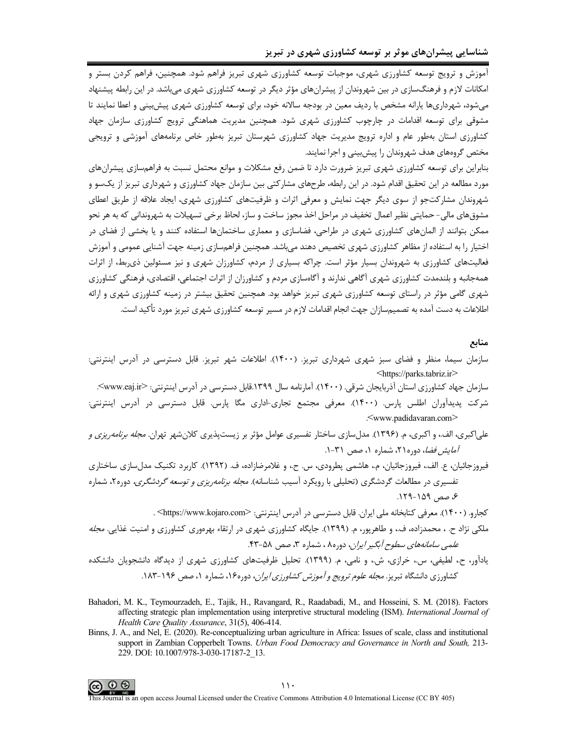آموزش و ترویج توسعه کشاورزی شهری، موجبات توسعه کشاورزی شهری تبریز فراهم شود. همچنین، فراهم کردن بستر و امکانات لازم و فرهنگ‌سازی در بین شهروندان از پیشران‌های مؤثر دیگر در توسعه کشاورزی شهری می‌باشد. در این رابطه پیشنهاد می‌شود، شهرداری‌ها یارانه مشخص با ردیف معین در بودجه سالانه خود، برای توسعه کشاورزی شهری پیش‌بینی و اعطا نمایند تا مشوقی برای توسعه اقدامات در چارچوب کشاورزی شهری شود. همچنین مدیریت هماهنگی ترویج کشاورزی سازمان جهاد کشاورزی استان به‌طور عام و اداره ترویج مدیریت جهاد کشاورزی شهرستان تبریز به‌طور خاص برنامه‌های آموزشی و ترویجی مختص گروه‌های هدف شهروندان را پیش‌بینی و اجرا نمایند.

بنابراین برای توسعه کشاورزی شهری تبریز ضرورت دارد تا ضمن رفع مشکلات و موانع محتمل نسبت به فراهم‌سازی پیشران‌های مورد مطالعه در این تحقیق اقدام شود. در این رابطه، طرح‌های مشارکتی بین سازمان جهاد کشاورزی و شهرداری تبریز از یک‌سو و شهروندان مشارکت‌جو از سوی دیگر جهت نمایش و معرفی اثرات و ظرفیت‌های کشاورزی شهری، ایجاد علاقه از طریق اعطای مشوق‌های مالی- حمایتی نظیر اعمال تخفیف در مراحل اخذ مجوز ساخت و ساز، لحاظ برخی تسهیلات به شهروندانی که به هر نحو ممکن بتوانند از المان‌های کشاورزی شهری در طراحی، فضاسازی و معماری ساختمان‌ها استفاده کنند و یا بخشی از فضای در اختیار را به استفاده از مظاهر کشاورزی شهری تخصیص دهند می‌باشد. همچنین فراهم‌سازی زمینه جهت آشنایی عمومی و آموزش فعالیت‌های کشاورزی به شهروندان بسیار مؤثر است. چراکه بسیاری از مردم، کشاورزان شهری و نیز مسئولین ذی‌ربط، از اثرات همه‌جانبه و بلندمدت کشاورزی شهری آگاهی ندارند و آگاه‌سازی مردم و کشاورزان از اثرات اجتماعی، اقتصادی، فرهنگی کشاورزی شهری گامی مؤثر در راستای توسعه کشاورزی شهری تبریز خواهد بود. همچنین تحقیق بیشتر در زمینه کشاورزی شهری و ارائه اطلاعات به دست آمده به تصمیم‌سازان جهت انجام اقدامات لازم در مسیر توسعه کشاورزی شهری تبریز مورد تأکید است.

## منابع

سازمان سیما، منظر و فضای سبز شهری شهرداری تبریز. (۱۴۰۰). اطلاعات شهر تبریز. قابل دسترسی در آدرس اینترنتی: <https://parks.tabriz.ir>

سازمان جهاد کشاورزی استان آذربایجان شرقی. (۱۴۰۰). آمارنامه سال ۱۳۹۹.قابل دسترسی در آدرس اینترنتی: <www.eaj.ir>.

شرکت پدیدآوران اطلس پارس. (۱۴۰۰). معرفی مجتمع تجاری-اداری مگا پارس. قابل دسترسی در آدرس اینترنتی: <www.padidavaran.com>.

علی‌اکبری، الف.، و اکبری، م. (۱۳۹۶). مدل‌سازی ساختار تفسیری عوامل مؤثر بر زیست‌پذیری کلان‌شهر تهران. *مجله برنامه‌ریزی و آمایش فضا*، دوره۲۱، شماره ۱، صص ۳۱-۱.

فیروزجائیان، ع. الف.، فیروزجائیان، م.، هاشمی پطرودی، س. ح.، و غلامرضازاده، ف. (۱۳۹۲). کاربرد تکنیک مدل‌سازی ساختاری تفسیری در مطالعات گردشگری (تحلیلی با رویکرد آسیب شناسانه). *مجله برنامه‌ریزی و توسعه گردشگری*، دوره۲، شماره ۶، صص ۱۵۹-۱۲۹.

کجارو. (۱۴۰۰). معرفی کتابخانه ملی ایران. قابل دسترسی در آدرس اینترنتی: <https://www.kojaro.com> .

ملکی نژاد ح. ، محمدزاده، ف.، و طاهرپور، م. (۱۳۹۹). جایگاه کشاورزی شهری در ارتقاء بهره‌وری کشاورزی و امنیت غذایی. *مجله علمی سامانه‌های سطوح آبگیر ایران*، دوره۸ ، شماره ۳، صص ۵۸-۴۳.

یادآور، ح.، لطیفی، س.، خرازی، ش.، و نامی، م. (۱۳۹۹). تحلیل ظرفیت‌های کشاورزی شهری از دیدگاه دانشجویان دانشکده کشاورزی دانشگاه تبریز. *مجله علوم ترویج و آموزش کشاورزی ایران*، دوره۱۶، شماره ۱، صص ۱۹۶-۱۸۳.

Bahadori, M. K., Teymourzadeh, E., Tajik, H., Ravangard, R., Raadabadi, M., and Hosseini, S. M. (2018). Factors affecting strategic plan implementation using interpretive structural modeling (ISM). *International Journal of Health Care Quality Assurance*, 31(5), 406-414.

Binns, J. A., and Nel, E. (2020). Re-conceptualizing urban agriculture in Africa: Issues of scale, class and institutional support in Zambian Copperbelt Towns. *Urban Food Democracy and Governance in North and South,* 213-229. DOI: 10.1007/978-3-030-17187-2_13.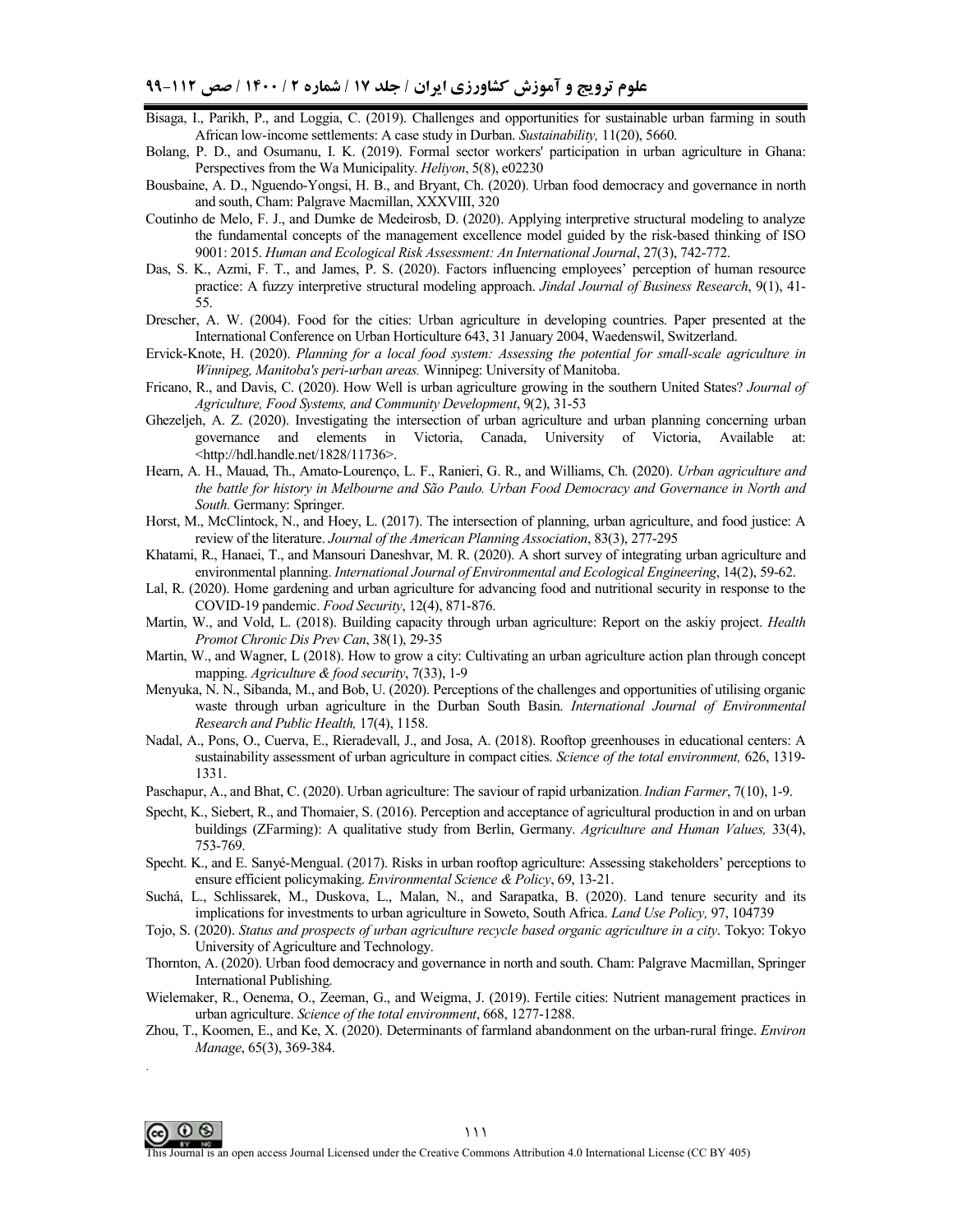Bisaga, I., Parikh, P., and Loggia, C. (2019). Challenges and opportunities for sustainable urban farming in south African low-income settlements: A case study in Durban. *Sustainability,* 11(20), 5660.

Bolang, P. D., and Osumanu, I. K. (2019). Formal sector workers' participation in urban agriculture in Ghana: Perspectives from the Wa Municipality. *Heliyon*, 5(8), e02230

Bousbaine, A. D., Nguendo-Yongsi, H. B., and Bryant, Ch. (2020). Urban food democracy and governance in north and south, Cham: Palgrave Macmillan, XXXVIII, 320

Coutinho de Melo, F. J., and Dumke de Medeirosb, D. (2020). Applying interpretive structural modeling to analyze the fundamental concepts of the management excellence model guided by the risk-based thinking of ISO 9001: 2015. *Human and Ecological Risk Assessment: An International Journal*, 27(3), 742-772.

Das, S. K., Azmi, F. T., and James, P. S. (2020). Factors influencing employees' perception of human resource practice: A fuzzy interpretive structural modeling approach. *Jindal Journal of Business Research*, 9(1), 41-55.

Drescher, A. W. (2004). Food for the cities: Urban agriculture in developing countries. Paper presented at the International Conference on Urban Horticulture 643, 31 January 2004, Waedenswil, Switzerland.

Ervick-Knote, H. (2020). *Planning for a local food system: Assessing the potential for small-scale agriculture in Winnipeg, Manitoba's peri-urban areas.* Winnipeg: University of Manitoba.

Fricano, R., and Davis, C. (2020). How Well is urban agriculture growing in the southern United States? *Journal of Agriculture, Food Systems, and Community Development*, 9(2), 31-53

Ghezeljeh, A. Z. (2020). Investigating the intersection of urban agriculture and urban planning concerning urban governance and elements in Victoria, Canada, University of Victoria, Available at: <http://hdl.handle.net/1828/11736>.

Hearn, A. H., Mauad, Th., Amato-Lourenço, L. F., Ranieri, G. R., and Williams, Ch. (2020). *Urban agriculture and the battle for history in Melbourne and São Paulo. Urban Food Democracy and Governance in North and South.* Germany: Springer.

Horst, M., McClintock, N., and Hoey, L. (2017). The intersection of planning, urban agriculture, and food justice: A review of the literature. *Journal of the American Planning Association*, 83(3), 277-295

Khatami, R., Hanaei, T., and Mansouri Daneshvar, M. R. (2020). A short survey of integrating urban agriculture and environmental planning. *International Journal of Environmental and Ecological Engineering*, 14(2), 59-62.

Lal, R. (2020). Home gardening and urban agriculture for advancing food and nutritional security in response to the COVID-19 pandemic. *Food Security*, 12(4), 871-876.

Martin, W., and Vold, L. (2018). Building capacity through urban agriculture: Report on the askiy project. *Health Promot Chronic Dis Prev Can*, 38(1), 29-35

Martin, W., and Wagner, L (2018). How to grow a city: Cultivating an urban agriculture action plan through concept mapping. *Agriculture & food security*, 7(33), 1-9

Menyuka, N. N., Sibanda, M., and Bob, U. (2020). Perceptions of the challenges and opportunities of utilising organic waste through urban agriculture in the Durban South Basin. *International Journal of Environmental Research and Public Health,* 17(4), 1158.

Nadal, A., Pons, O., Cuerva, E., Rieradevall, J., and Josa, A. (2018). Rooftop greenhouses in educational centers: A sustainability assessment of urban agriculture in compact cities. *Science of the total environment,* 626, 1319-1331.

Paschapur, A., and Bhat, C. (2020). Urban agriculture: The saviour of rapid urbanization. *Indian Farmer*, 7(10), 1-9.

Specht, K., Siebert, R., and Thomaier, S. (2016). Perception and acceptance of agricultural production in and on urban buildings (ZFarming): A qualitative study from Berlin, Germany. *Agriculture and Human Values,* 33(4), 753-769.

Specht. K., and E. Sanyé-Mengual. (2017). Risks in urban rooftop agriculture: Assessing stakeholders' perceptions to ensure efficient policymaking. *Environmental Science & Policy*, 69, 13-21.

Suchá, L., Schlissarek, M., Duskova, L., Malan, N., and Sarapatka, B. (2020). Land tenure security and its implications for investments to urban agriculture in Soweto, South Africa. *Land Use Policy,* 97, 104739

Tojo, S. (2020). *Status and prospects of urban agriculture recycle based organic agriculture in a city*. Tokyo: Tokyo University of Agriculture and Technology.

Thornton, A. (2020). Urban food democracy and governance in north and south. Cham: Palgrave Macmillan, Springer International Publishing.

Wielemaker, R., Oenema, O., Zeeman, G., and Weigma, J. (2019). Fertile cities: Nutrient management practices in urban agriculture. *Science of the total environment*, 668, 1277-1288.

Zhou, T., Koomen, E., and Ke, X. (2020). Determinants of farmland abandonment on the urban-rural fringe. *Environ Manage*, 65(3), 369-384.

This Journal is an open access Journal Licensed under the Creative Commons Attribution 4.0 International License (CC BY 405)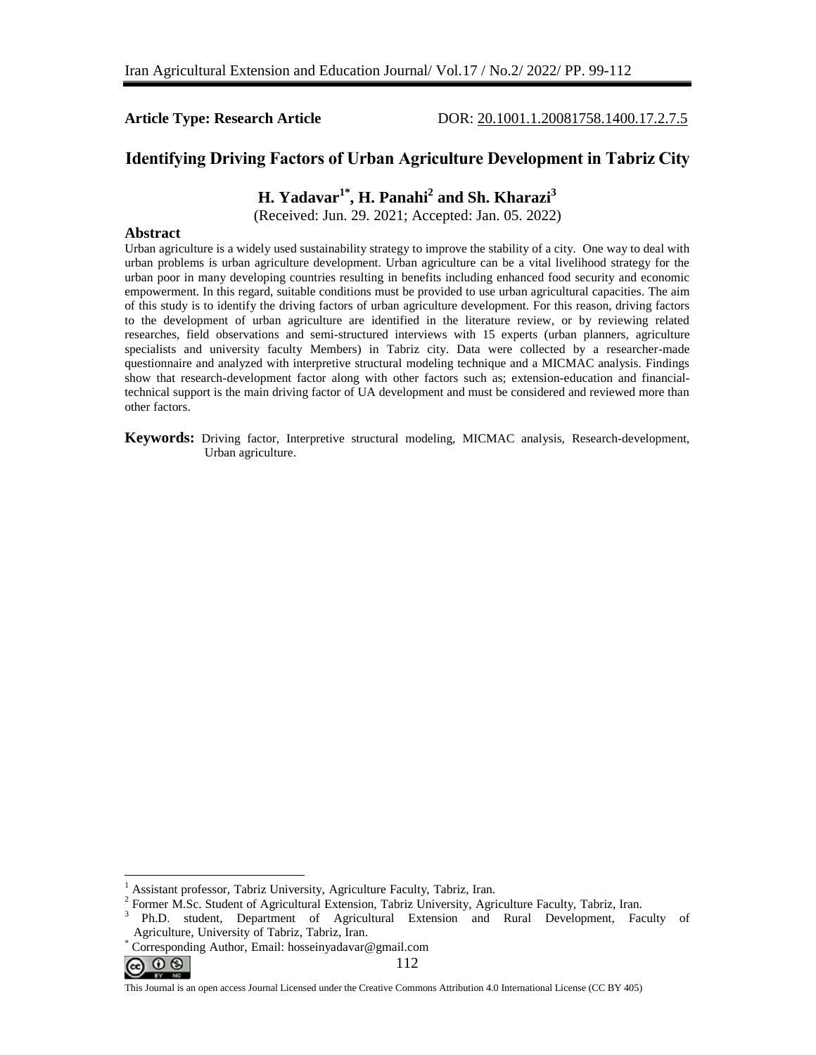**Article Type: Research Article** DOR: 20.1001.1.20081758.1400.17.2.7.5

# Identifying Driving Factors of Urban Agriculture Development in Tabriz City

**H. Yadavar[1*], H. Panahi[2] and Sh. Kharazi[3]**

(Received: Jun. 29. 2021; Accepted: Jan. 05. 2022)

## Abstract

Urban agriculture is a widely used sustainability strategy to improve the stability of a city. One way to deal with urban problems is urban agriculture development. Urban agriculture can be a vital livelihood strategy for the urban poor in many developing countries resulting in benefits including enhanced food security and economic empowerment. In this regard, suitable conditions must be provided to use urban agricultural capacities. The aim of this study is to identify the driving factors of urban agriculture development. For this reason, driving factors to the development of urban agriculture are identified in the literature review, or by reviewing related researches, field observations and semi-structured interviews with 15 experts (urban planners, agriculture specialists and university faculty Members) in Tabriz city. Data were collected by a researcher-made questionnaire and analyzed with interpretive structural modeling technique and a MICMAC analysis. Findings show that research-development factor along with other factors such as; extension-education and financial-technical support is the main driving factor of UA development and must be considered and reviewed more than other factors.

**Keywords:** Driving factor, Interpretive structural modeling, MICMAC analysis, Research-development, Urban agriculture.

---

[1] Assistant professor, Tabriz University, Agriculture Faculty, Tabriz, Iran.

[2] Former M.Sc. Student of Agricultural Extension, Tabriz University, Agriculture Faculty, Tabriz, Iran.

[3] Ph.D. student, Department of Agricultural Extension and Rural Development, Faculty of Agriculture, University of Tabriz, Tabriz, Iran.

[*] Corresponding Author, Email: hosseinyadavar@gmail.com

This Journal is an open access Journal Licensed under the Creative Commons Attribution 4.0 International License (CC BY 405)